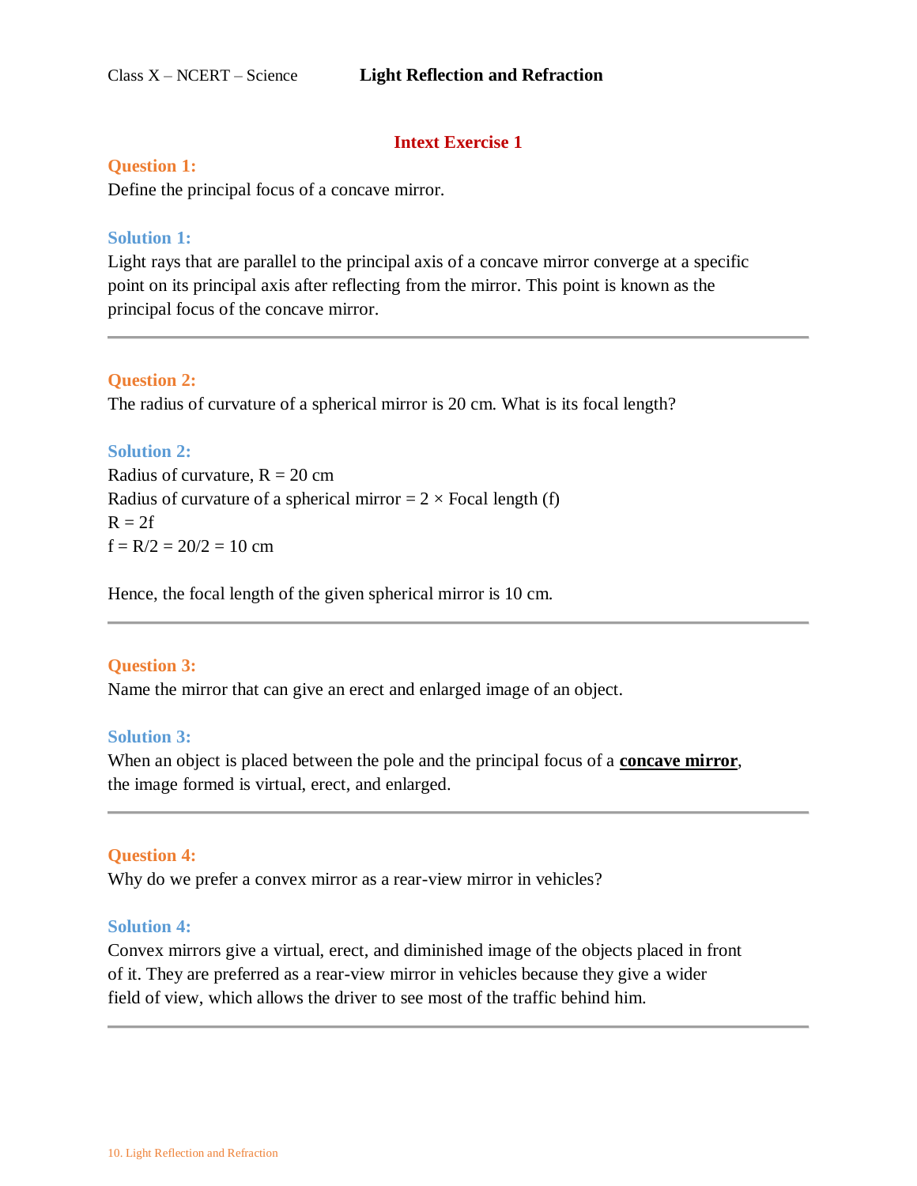Class X – NCERT – Science **Light Reflection and Refraction**

## Intext Exercise 1

**Question 1:**

Define the principal focus of a concave mirror.

**Solution 1:**

Light rays that are parallel to the principal axis of a concave mirror converge at a specific point on its principal axis after reflecting from the mirror. This point is known as the principal focus of the concave mirror.

---

**Question 2:**

The radius of curvature of a spherical mirror is 20 cm. What is its focal length?

**Solution 2:**

Radius of curvature, $R = 20$ cm

Radius of curvature of a spherical mirror = $2 \times$ Focal length (f)

$R = 2f$

$f = R/2 = 20/2 = 10$ cm

Hence, the focal length of the given spherical mirror is 10 cm.

---

**Question 3:**

Name the mirror that can give an erect and enlarged image of an object.

**Solution 3:**

When an object is placed between the pole and the principal focus of a **concave mirror**, the image formed is virtual, erect, and enlarged.

---

**Question 4:**

Why do we prefer a convex mirror as a rear-view mirror in vehicles?

**Solution 4:**

Convex mirrors give a virtual, erect, and diminished image of the objects placed in front of it. They are preferred as a rear-view mirror in vehicles because they give a wider field of view, which allows the driver to see most of the traffic behind him.

---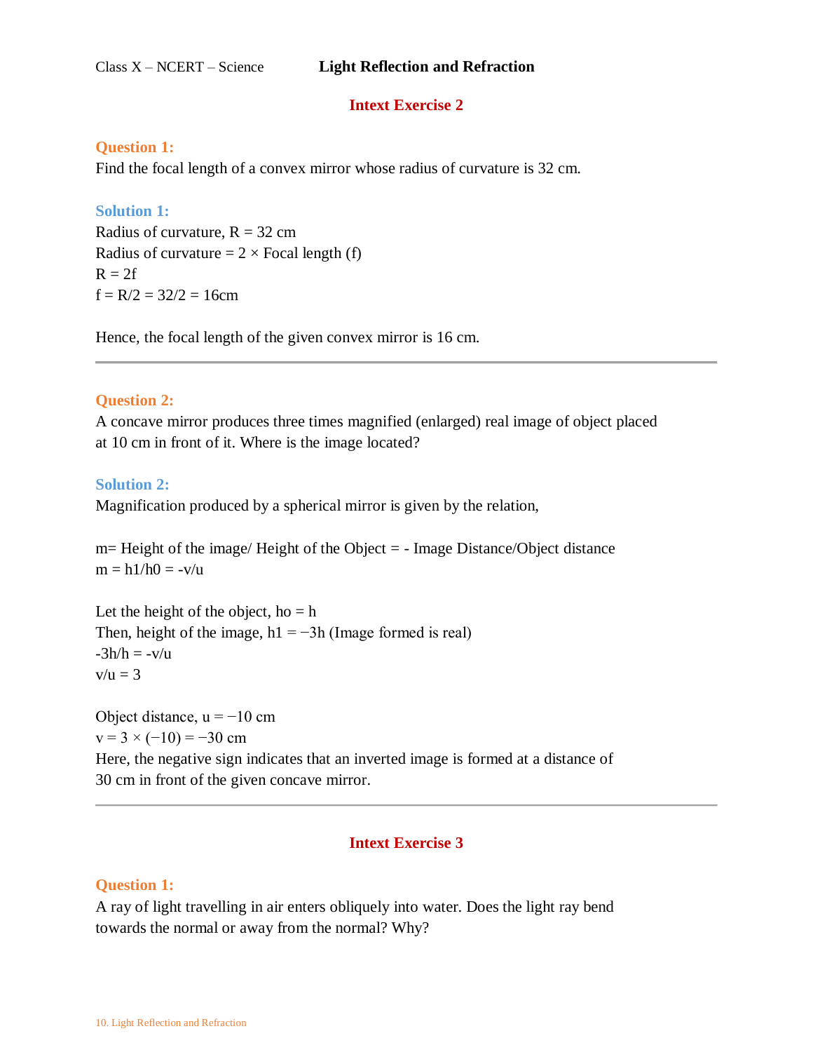## Intext Exercise 2

**Question 1:**
Find the focal length of a convex mirror whose radius of curvature is 32 cm.

**Solution 1:**
Radius of curvature, R = 32 cm
Radius of curvature = 2 × Focal length (f)
$R = 2f$
$f = R/2 = 32/2 = 16$cm

Hence, the focal length of the given convex mirror is 16 cm.

---

**Question 2:**
A concave mirror produces three times magnified (enlarged) real image of object placed at 10 cm in front of it. Where is the image located?

**Solution 2:**
Magnification produced by a spherical mirror is given by the relation,

m= Height of the image/ Height of the Object = - Image Distance/Object distance
$m = h_1/h_0 = -v/u$

Let the height of the object, $h_o = h$
Then, height of the image, $h_1 = -3h$ (Image formed is real)
$-3h/h = -v/u$
$v/u = 3$

Object distance, $u = -10$ cm
$v = 3 \times (-10) = -30$ cm
Here, the negative sign indicates that an inverted image is formed at a distance of 30 cm in front of the given concave mirror.

---

## Intext Exercise 3

**Question 1:**
A ray of light travelling in air enters obliquely into water. Does the light ray bend towards the normal or away from the normal? Why?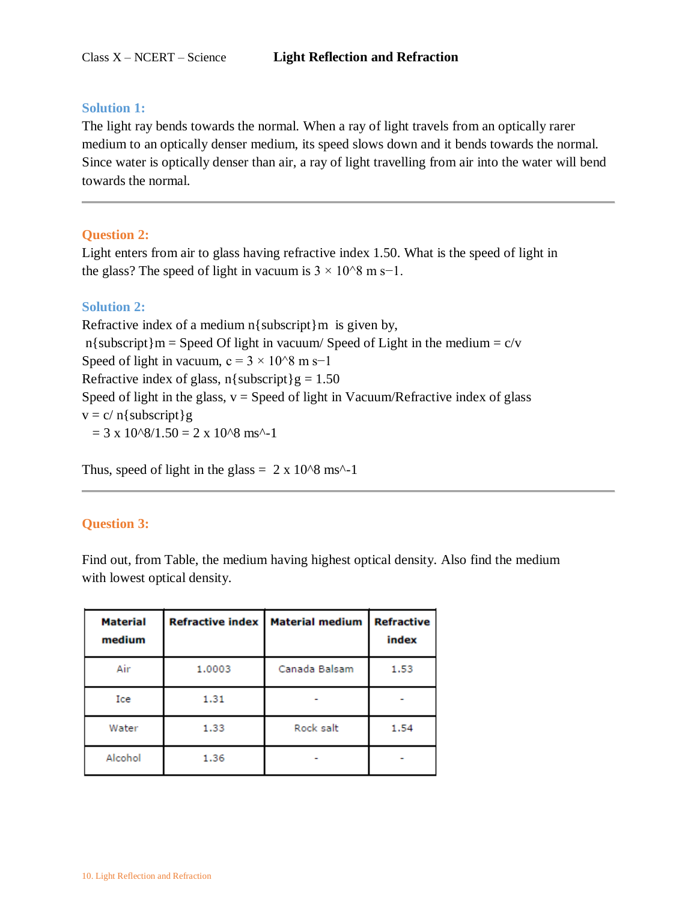### Solution 1:

The light ray bends towards the normal. When a ray of light travels from an optically rarer medium to an optically denser medium, its speed slows down and it bends towards the normal. Since water is optically denser than air, a ray of light travelling from air into the water will bend towards the normal.

---

### Question 2:

Light enters from air to glass having refractive index 1.50. What is the speed of light in the glass? The speed of light in vacuum is $3 \times 10^8$ m $s^{-1}$.

### Solution 2:

Refractive index of a medium $n_m$ is given by,

$n_m$ = Speed Of light in vacuum/ Speed of Light in the medium = c/v

Speed of light in vacuum, $c = 3 \times 10^8$ m $s^{-1}$

Refractive index of glass, $n_g = 1.50$

Speed of light in the glass, v = Speed of light in Vacuum/Refractive index of glass

$v = c/ n_g$

$= 3 \times 10^8/1.50 = 2 \times 10^8$ $ms^{-1}$

Thus, speed of light in the glass = $2 \times 10^8$ $ms^{-1}$

---

### Question 3:

Find out, from Table, the medium having highest optical density. Also find the medium with lowest optical density.

| Material medium | Refractive index | Material medium | Refractive index |
|---|---|---|---|
| Air | 1.0003 | Canada Balsam | 1.53 |
| Ice | 1.31 | - | - |
| Water | 1.33 | Rock salt | 1.54 |
| Alcohol | 1.36 | - | - |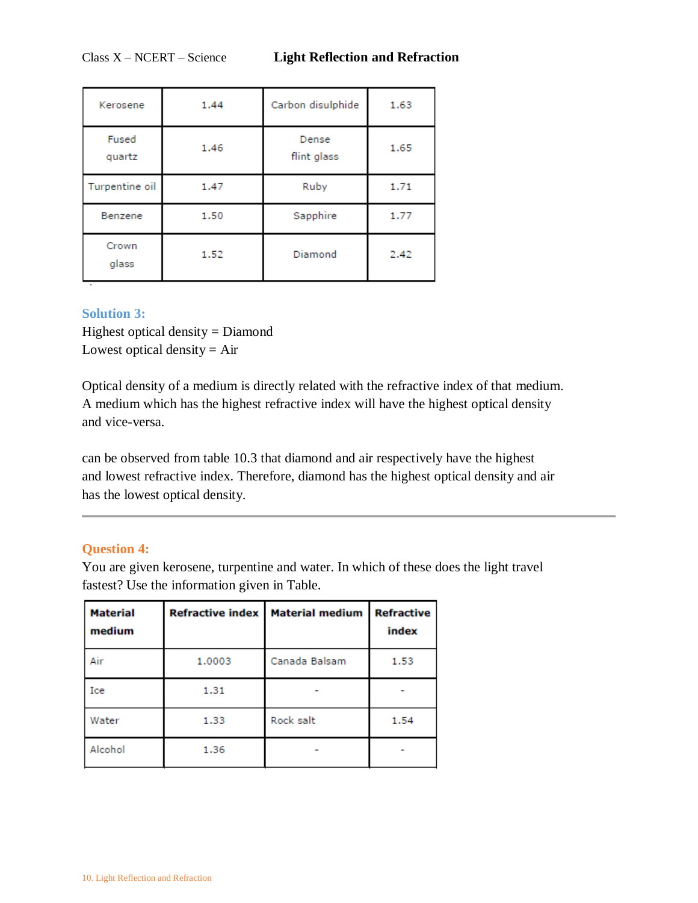| Kerosene | 1.44 | Carbon disulphide | 1.63 |
|---|---|---|---|
| Fused quartz | 1.46 | Dense flint glass | 1.65 |
| Turpentine oil | 1.47 | Ruby | 1.71 |
| Benzene | 1.50 | Sapphire | 1.77 |
| Crown glass | 1.52 | Diamond | 2.42 |

### Solution 3:

Highest optical density = Diamond
Lowest optical density = Air

Optical density of a medium is directly related with the refractive index of that medium. A medium which has the highest refractive index will have the highest optical density and vice-versa.

can be observed from table 10.3 that diamond and air respectively have the highest and lowest refractive index. Therefore, diamond has the highest optical density and air has the lowest optical density.

---

### Question 4:

You are given kerosene, turpentine and water. In which of these does the light travel fastest? Use the information given in Table.

| Material medium | Refractive index | Material medium | Refractive index |
|---|---|---|---|
| Air | 1.0003 | Canada Balsam | 1.53 |
| Ice | 1.31 | - | - |
| Water | 1.33 | Rock salt | 1.54 |
| Alcohol | 1.36 | - | - |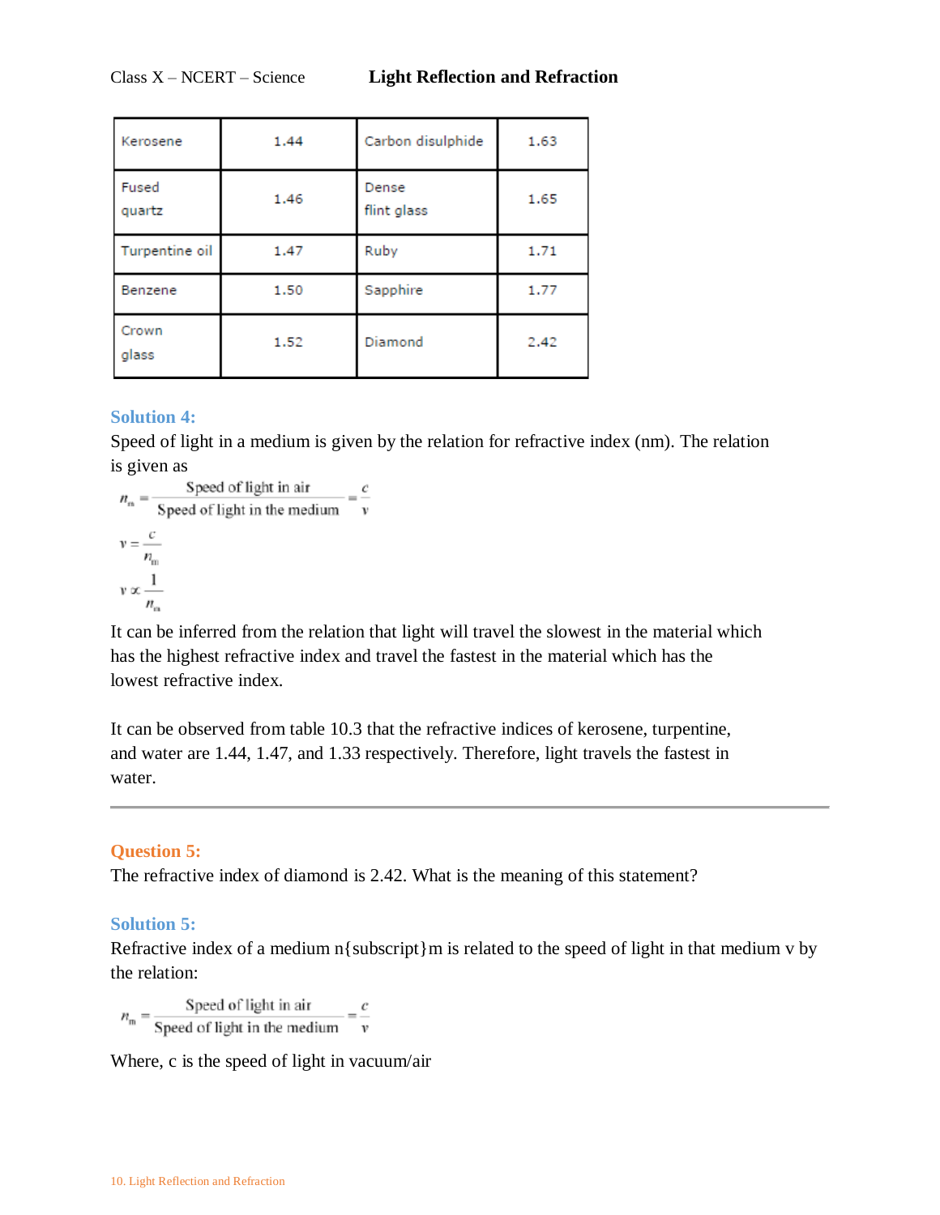| Kerosene | 1.44 | Carbon disulphide | 1.63 |
|---|---|---|---|
| Fused quartz | 1.46 | Dense flint glass | 1.65 |
| Turpentine oil | 1.47 | Ruby | 1.71 |
| Benzene | 1.50 | Sapphire | 1.77 |
| Crown glass | 1.52 | Diamond | 2.42 |

### Solution 4:

Speed of light in a medium is given by the relation for refractive index (nm). The relation is given as

$$n_m = \frac{\text{Speed of light in air}}{\text{Speed of light in the medium}} = \frac{c}{v}$$

$$v = \frac{c}{n_m}$$

$$v \propto \frac{1}{n_m}$$

It can be inferred from the relation that light will travel the slowest in the material which has the highest refractive index and travel the fastest in the material which has the lowest refractive index.

It can be observed from table 10.3 that the refractive indices of kerosene, turpentine, and water are 1.44, 1.47, and 1.33 respectively. Therefore, light travels the fastest in water.

---

### Question 5:

The refractive index of diamond is 2.42. What is the meaning of this statement?

### Solution 5:

Refractive index of a medium n{subscript}m is related to the speed of light in that medium v by the relation:

$$n_m = \frac{\text{Speed of light in air}}{\text{Speed of light in the medium}} = \frac{c}{v}$$

Where, c is the speed of light in vacuum/air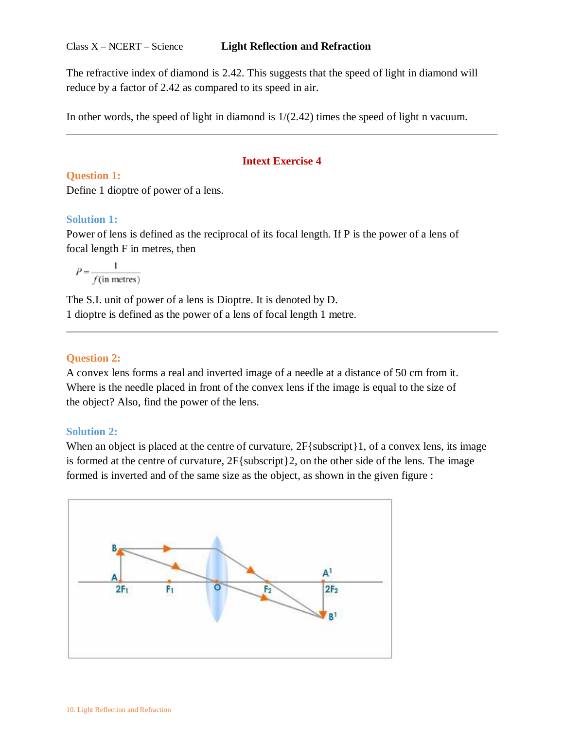The refractive index of diamond is 2.42. This suggests that the speed of light in diamond will reduce by a factor of 2.42 as compared to its speed in air.

In other words, the speed of light in diamond is 1/(2.42) times the speed of light n vacuum.

---

## Intext Exercise 4

### Question 1:

Define 1 dioptre of power of a lens.

### Solution 1:

Power of lens is defined as the reciprocal of its focal length. If P is the power of a lens of focal length F in metres, then

$$P = \frac{1}{f(\text{in metres})}$$

The S.I. unit of power of a lens is Dioptre. It is denoted by D.
1 dioptre is defined as the power of a lens of focal length 1 metre.

---

### Question 2:

A convex lens forms a real and inverted image of a needle at a distance of 50 cm from it. Where is the needle placed in front of the convex lens if the image is equal to the size of the object? Also, find the power of the lens.

### Solution 2:

When an object is placed at the centre of curvature, 2F{subscript}1, of a convex lens, its image is formed at the centre of curvature, 2F{subscript}2, on the other side of the lens. The image formed is inverted and of the same size as the object, as shown in the given figure :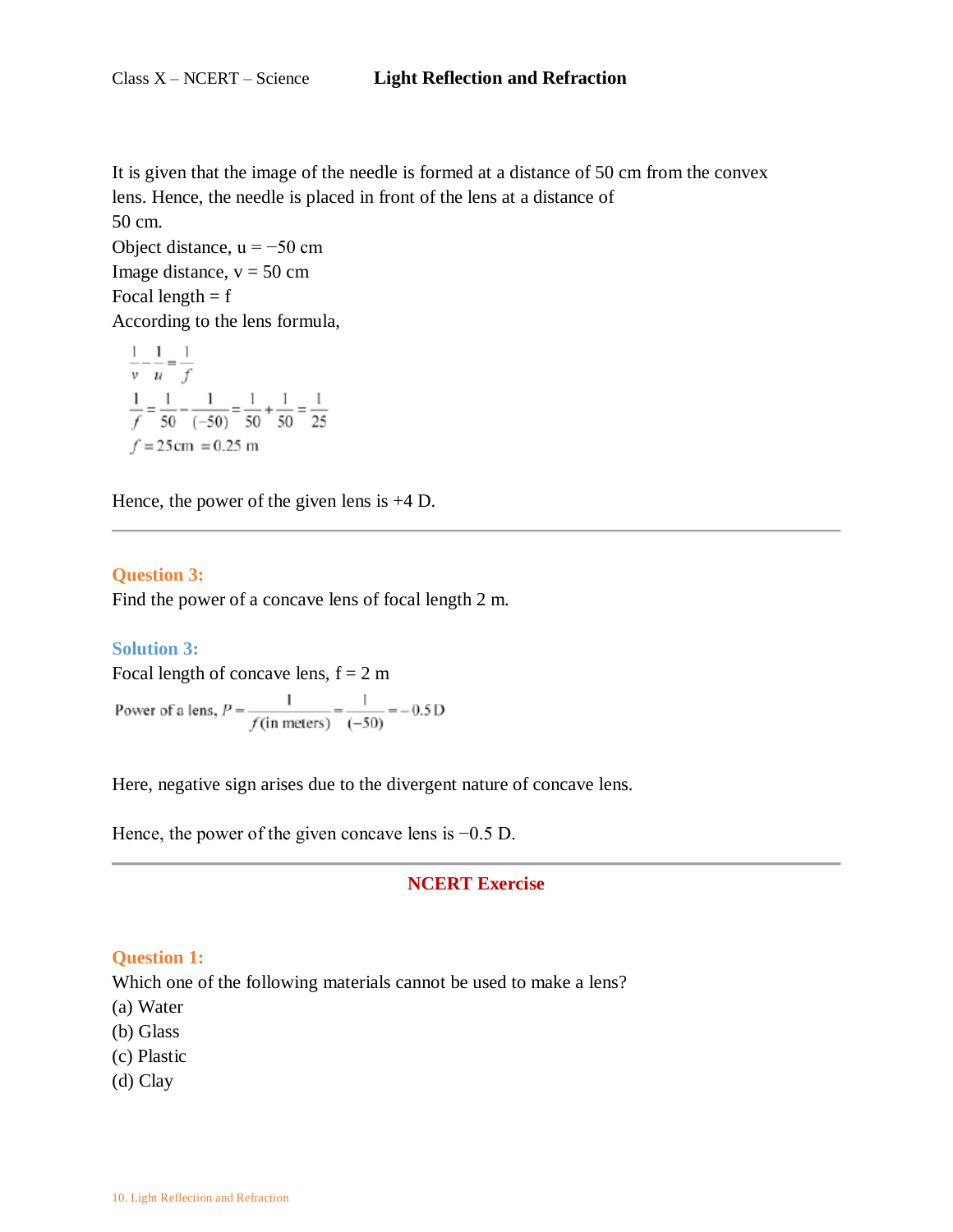It is given that the image of the needle is formed at a distance of 50 cm from the convex lens. Hence, the needle is placed in front of the lens at a distance of 50 cm.

Object distance, u = −50 cm

Image distance, v = 50 cm

Focal length = f

According to the lens formula,

$$\frac{1}{v} - \frac{1}{u} = \frac{1}{f}$$

$$\frac{1}{f} = \frac{1}{50} - \frac{1}{(-50)} = \frac{1}{50} + \frac{1}{50} = \frac{1}{25}$$

$$f = 25\text{cm} = 0.25 \text{ m}$$

Hence, the power of the given lens is +4 D.

---

### Question 3:

Find the power of a concave lens of focal length 2 m.

### Solution 3:

Focal length of concave lens, f = 2 m

$$\text{Power of a lens, } P = \frac{1}{f(\text{in meters})} = \frac{1}{(-50)} = -0.5\text{ D}$$

Here, negative sign arises due to the divergent nature of concave lens.

Hence, the power of the given concave lens is −0.5 D.

---

## NCERT Exercise

### Question 1:

Which one of the following materials cannot be used to make a lens?

(a) Water
(b) Glass
(c) Plastic
(d) Clay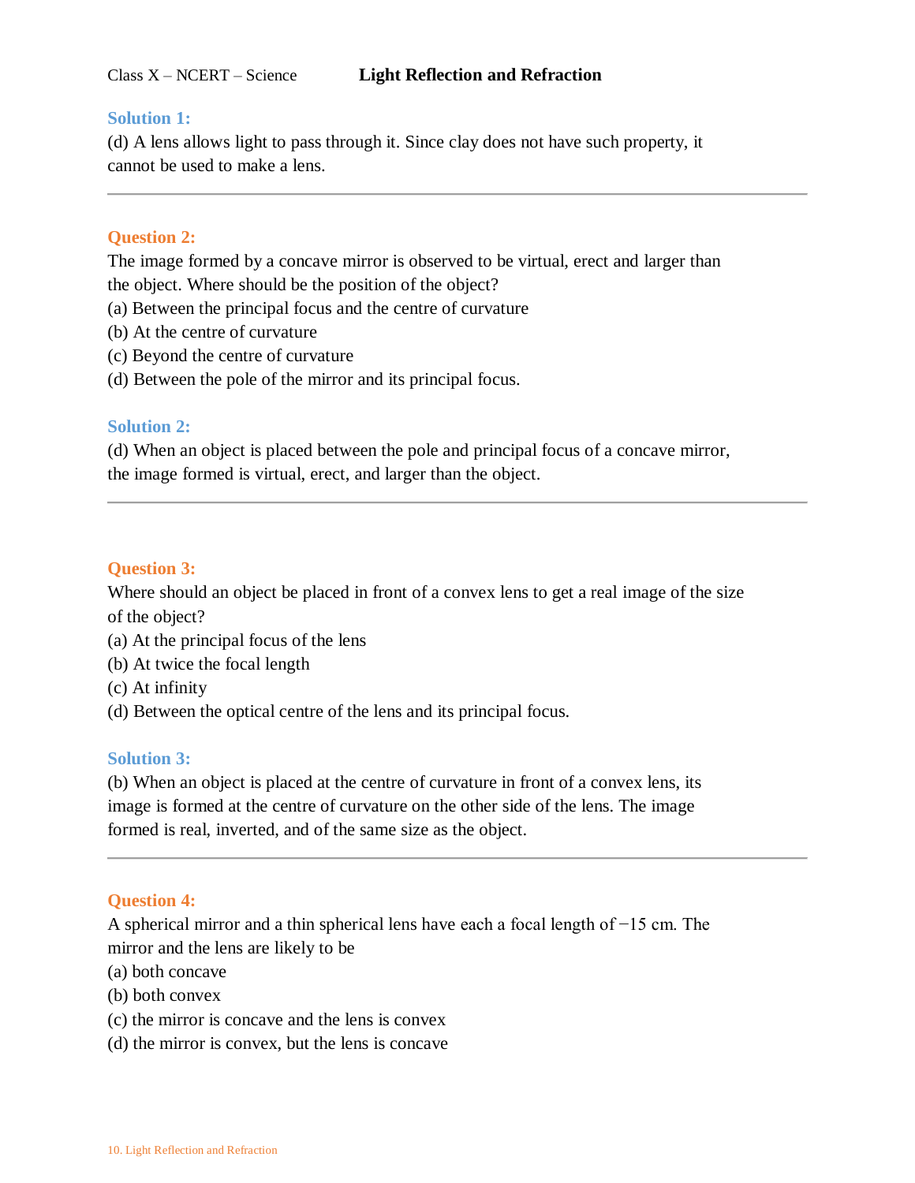### Solution 1:

(d) A lens allows light to pass through it. Since clay does not have such property, it cannot be used to make a lens.

---

### Question 2:

The image formed by a concave mirror is observed to be virtual, erect and larger than the object. Where should be the position of the object?

(a) Between the principal focus and the centre of curvature
(b) At the centre of curvature
(c) Beyond the centre of curvature
(d) Between the pole of the mirror and its principal focus.

### Solution 2:

(d) When an object is placed between the pole and principal focus of a concave mirror, the image formed is virtual, erect, and larger than the object.

---

### Question 3:

Where should an object be placed in front of a convex lens to get a real image of the size of the object?

(a) At the principal focus of the lens
(b) At twice the focal length
(c) At infinity
(d) Between the optical centre of the lens and its principal focus.

### Solution 3:

(b) When an object is placed at the centre of curvature in front of a convex lens, its image is formed at the centre of curvature on the other side of the lens. The image formed is real, inverted, and of the same size as the object.

---

### Question 4:

A spherical mirror and a thin spherical lens have each a focal length of $-15$ cm. The mirror and the lens are likely to be

(a) both concave
(b) both convex
(c) the mirror is concave and the lens is convex
(d) the mirror is convex, but the lens is concave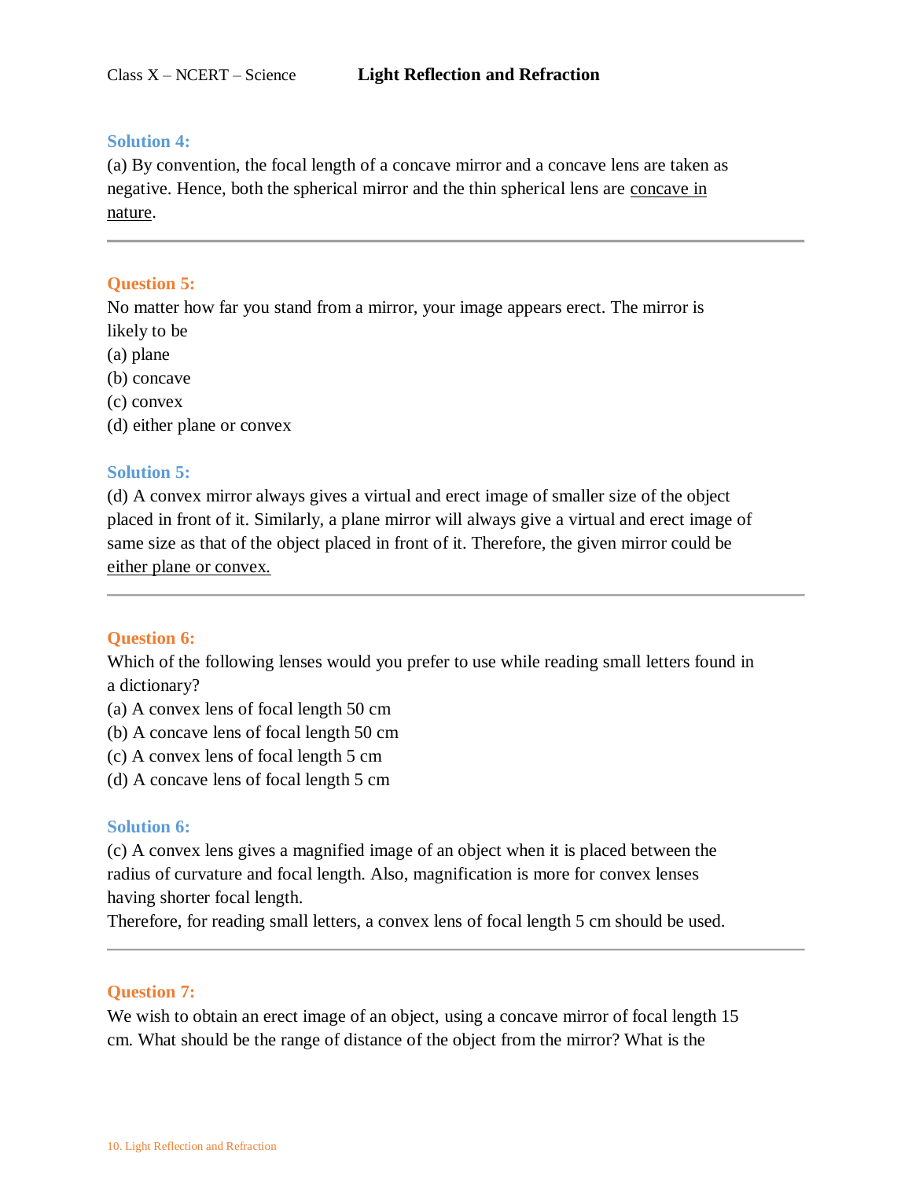**Solution 4:**

(a) By convention, the focal length of a concave mirror and a concave lens are taken as negative. Hence, both the spherical mirror and the thin spherical lens are concave in nature.

---

**Question 5:**

No matter how far you stand from a mirror, your image appears erect. The mirror is likely to be

(a) plane

(b) concave

(c) convex

(d) either plane or convex

**Solution 5:**

(d) A convex mirror always gives a virtual and erect image of smaller size of the object placed in front of it. Similarly, a plane mirror will always give a virtual and erect image of same size as that of the object placed in front of it. Therefore, the given mirror could be either plane or convex.

---

**Question 6:**

Which of the following lenses would you prefer to use while reading small letters found in a dictionary?

(a) A convex lens of focal length 50 cm

(b) A concave lens of focal length 50 cm

(c) A convex lens of focal length 5 cm

(d) A concave lens of focal length 5 cm

**Solution 6:**

(c) A convex lens gives a magnified image of an object when it is placed between the radius of curvature and focal length. Also, magnification is more for convex lenses having shorter focal length.

Therefore, for reading small letters, a convex lens of focal length 5 cm should be used.

---

**Question 7:**

We wish to obtain an erect image of an object, using a concave mirror of focal length 15 cm. What should be the range of distance of the object from the mirror? What is the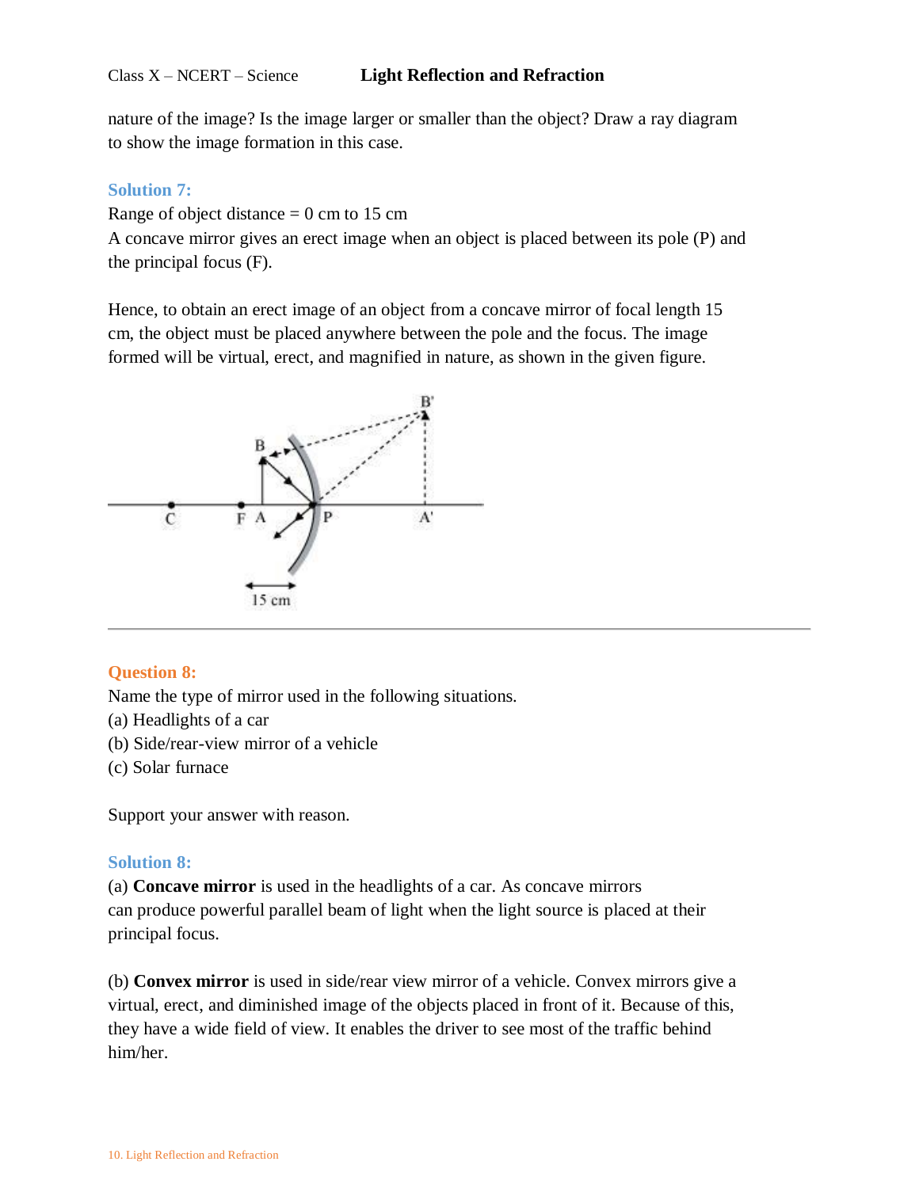nature of the image? Is the image larger or smaller than the object? Draw a ray diagram to show the image formation in this case.

### Solution 7:

Range of object distance = 0 cm to 15 cm

A concave mirror gives an erect image when an object is placed between its pole (P) and the principal focus (F).

Hence, to obtain an erect image of an object from a concave mirror of focal length 15 cm, the object must be placed anywhere between the pole and the focus. The image formed will be virtual, erect, and magnified in nature, as shown in the given figure.

### Question 8:

Name the type of mirror used in the following situations.

(a) Headlights of a car

(b) Side/rear-view mirror of a vehicle

(c) Solar furnace

Support your answer with reason.

### Solution 8:

(a) **Concave mirror** is used in the headlights of a car. As concave mirrors can produce powerful parallel beam of light when the light source is placed at their principal focus.

(b) **Convex mirror** is used in side/rear view mirror of a vehicle. Convex mirrors give a virtual, erect, and diminished image of the objects placed in front of it. Because of this, they have a wide field of view. It enables the driver to see most of the traffic behind him/her.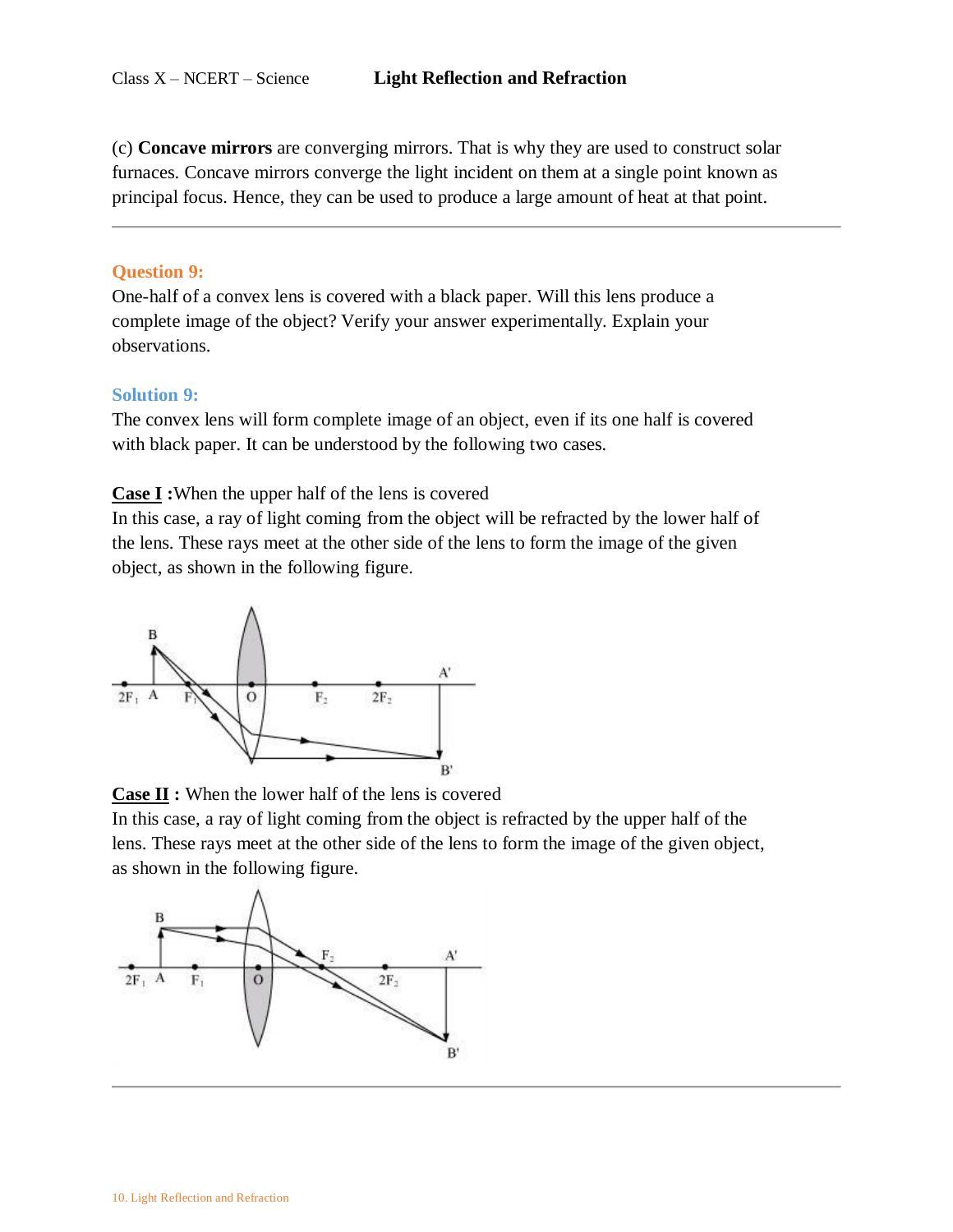(c) **Concave mirrors** are converging mirrors. That is why they are used to construct solar furnaces. Concave mirrors converge the light incident on them at a single point known as principal focus. Hence, they can be used to produce a large amount of heat at that point.

---

**Question 9:**

One-half of a convex lens is covered with a black paper. Will this lens produce a complete image of the object? Verify your answer experimentally. Explain your observations.

**Solution 9:**

The convex lens will form complete image of an object, even if its one half is covered with black paper. It can be understood by the following two cases.

**Case I :** When the upper half of the lens is covered

In this case, a ray of light coming from the object will be refracted by the lower half of the lens. These rays meet at the other side of the lens to form the image of the given object, as shown in the following figure.

**Case II :** When the lower half of the lens is covered

In this case, a ray of light coming from the object is refracted by the upper half of the lens. These rays meet at the other side of the lens to form the image of the given object, as shown in the following figure.

---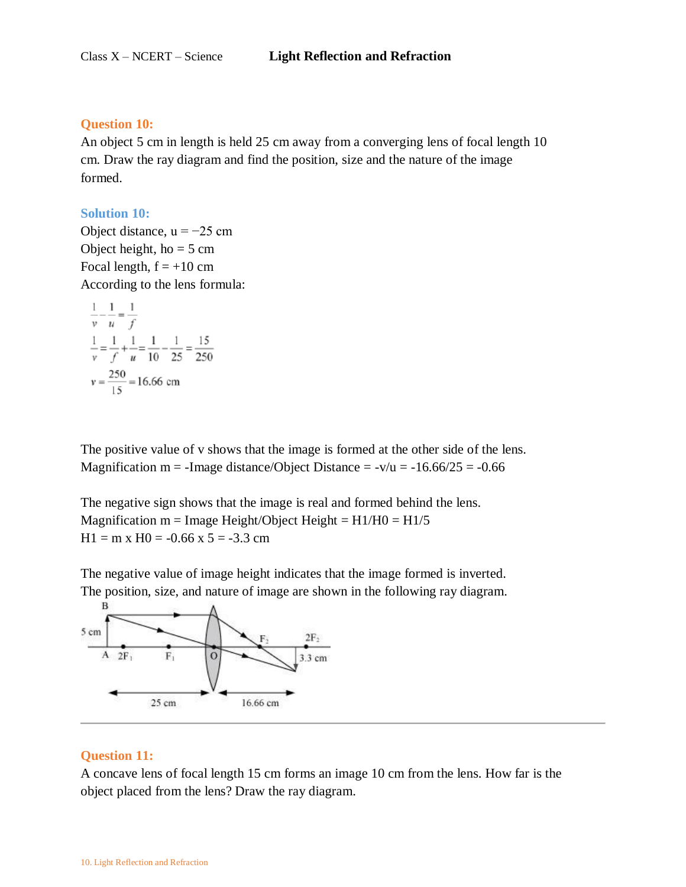**Question 10:**

An object 5 cm in length is held 25 cm away from a converging lens of focal length 10 cm. Draw the ray diagram and find the position, size and the nature of the image formed.

**Solution 10:**

Object distance, u = −25 cm
Object height, ho = 5 cm
Focal length, f = +10 cm
According to the lens formula:

$$\frac{1}{v} - \frac{1}{u} = \frac{1}{f}$$

$$\frac{1}{v} = \frac{1}{f} + \frac{1}{u} = \frac{1}{10} - \frac{1}{25} = \frac{15}{250}$$

$$v = \frac{250}{15} = 16.66 \text{ cm}$$

The positive value of v shows that the image is formed at the other side of the lens.
Magnification m = -Image distance/Object Distance = -v/u = -16.66/25 = -0.66

The negative sign shows that the image is real and formed behind the lens.
Magnification m = Image Height/Object Height = H1/H0 = H1/5
H1 = m x H0 = -0.66 x 5 = -3.3 cm

The negative value of image height indicates that the image formed is inverted.
The position, size, and nature of image are shown in the following ray diagram.

**Question 11:**

A concave lens of focal length 15 cm forms an image 10 cm from the lens. How far is the object placed from the lens? Draw the ray diagram.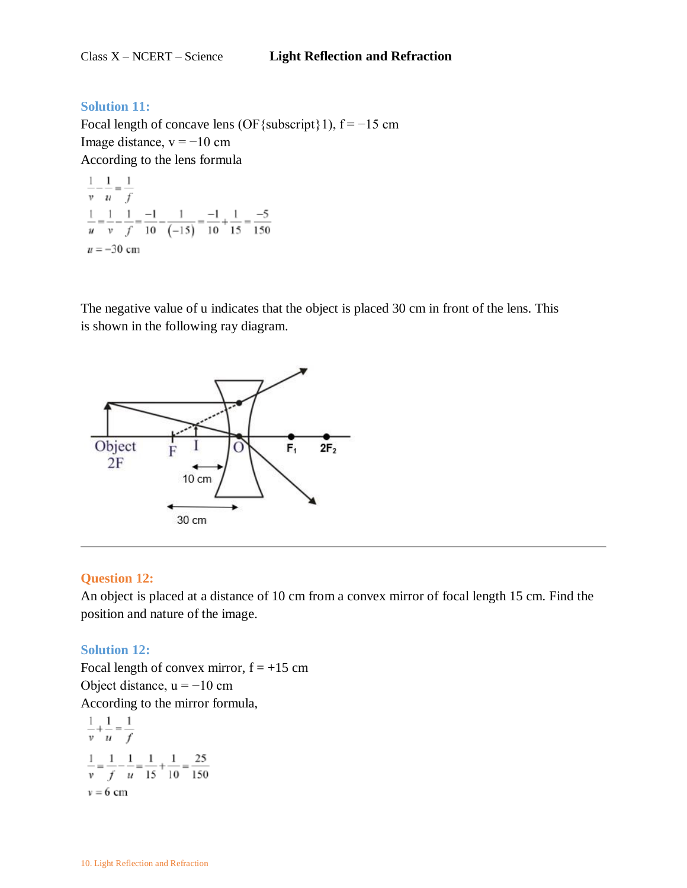**Solution 11:**

Focal length of concave lens (OF{subscript}1), f = −15 cm

Image distance, v = −10 cm

According to the lens formula

$$\frac{1}{v} - \frac{1}{u} = \frac{1}{f}$$

$$\frac{1}{u} = \frac{1}{v} - \frac{1}{f} = \frac{-1}{10} - \frac{1}{(-15)} = \frac{-1}{10} + \frac{1}{15} = \frac{-5}{150}$$

$$u = -30 \text{ cm}$$

The negative value of u indicates that the object is placed 30 cm in front of the lens. This is shown in the following ray diagram.

**Question 12:**

An object is placed at a distance of 10 cm from a convex mirror of focal length 15 cm. Find the position and nature of the image.

**Solution 12:**

Focal length of convex mirror, f = +15 cm

Object distance, u = −10 cm

According to the mirror formula,

$$\frac{1}{v} + \frac{1}{u} = \frac{1}{f}$$

$$\frac{1}{v} = \frac{1}{f} - \frac{1}{u} = \frac{1}{15} + \frac{1}{10} = \frac{25}{150}$$

$$v = 6 \text{ cm}$$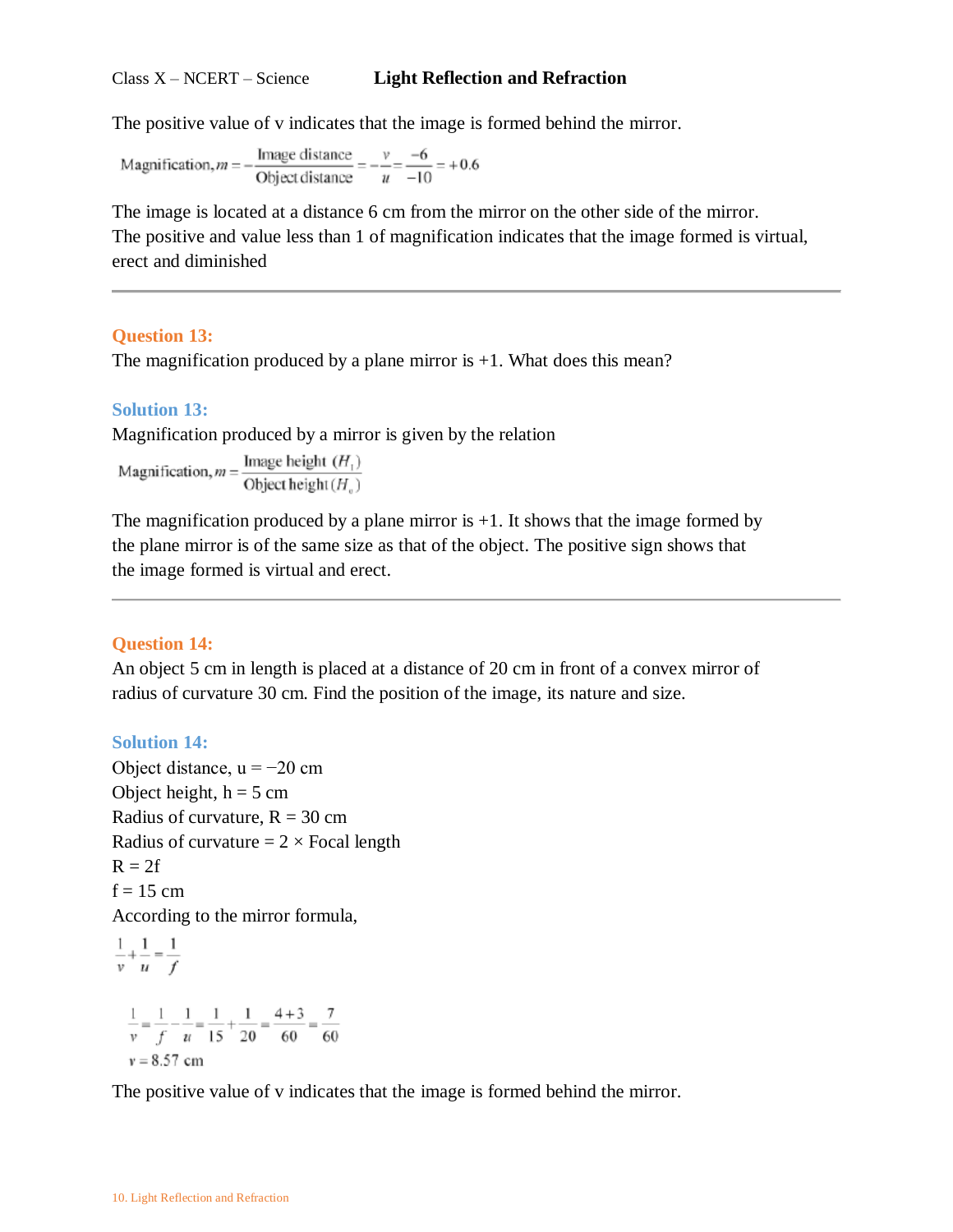The positive value of v indicates that the image is formed behind the mirror.

$$\text{Magnification}, m = -\frac{\text{Image distance}}{\text{Object distance}} = -\frac{v}{u} = \frac{-6}{-10} = +0.6$$

The image is located at a distance 6 cm from the mirror on the other side of the mirror.
The positive and value less than 1 of magnification indicates that the image formed is virtual, erect and diminished

---

### Question 13:

The magnification produced by a plane mirror is +1. What does this mean?

### Solution 13:

Magnification produced by a mirror is given by the relation

$$\text{Magnification}, m = \frac{\text{Image height } (H_1)}{\text{Object height } (H_o)}$$

The magnification produced by a plane mirror is +1. It shows that the image formed by the plane mirror is of the same size as that of the object. The positive sign shows that the image formed is virtual and erect.

---

### Question 14:

An object 5 cm in length is placed at a distance of 20 cm in front of a convex mirror of radius of curvature 30 cm. Find the position of the image, its nature and size.

### Solution 14:

Object distance, u = −20 cm
Object height, h = 5 cm
Radius of curvature, R = 30 cm
Radius of curvature = 2 × Focal length
R = 2f
f = 15 cm
According to the mirror formula,

$$\frac{1}{v} + \frac{1}{u} = \frac{1}{f}$$

$$\frac{1}{v} = \frac{1}{f} - \frac{1}{u} = \frac{1}{15} + \frac{1}{20} = \frac{4+3}{60} = \frac{7}{60}$$

$$v = 8.57 \text{ cm}$$

The positive value of v indicates that the image is formed behind the mirror.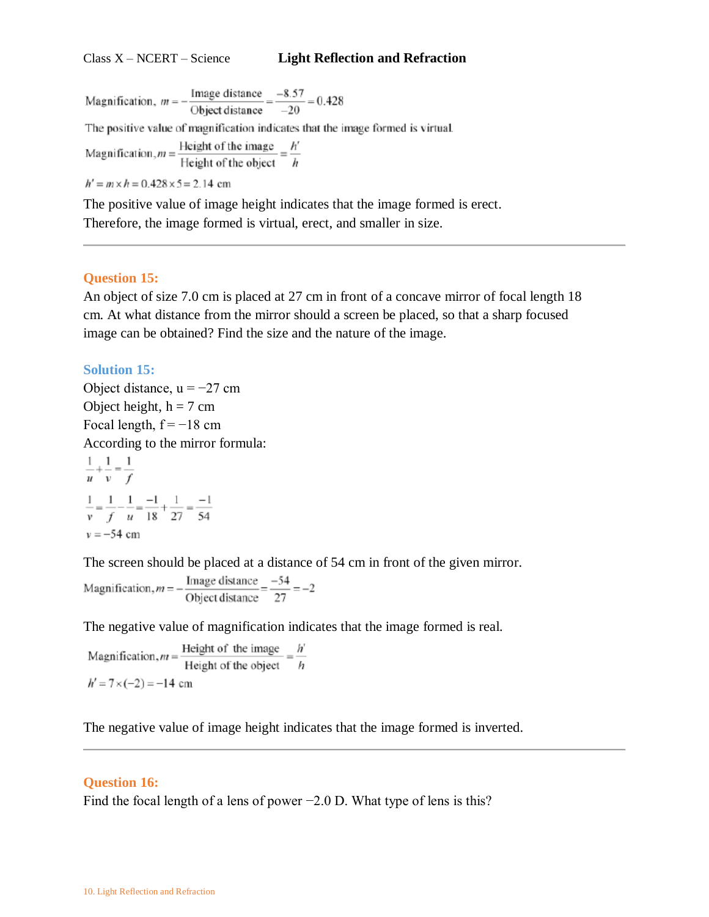$$\text{Magnification, } m = -\frac{\text{Image distance}}{\text{Object distance}} = \frac{-8.57}{-20} = 0.428$$

The positive value of magnification indicates that the image formed is virtual.

$$\text{Magnification, } m = \frac{\text{Height of the image}}{\text{Height of the object}} = \frac{h'}{h}$$

$$h' = m \times h = 0.428 \times 5 = 2.14 \text{ cm}$$

The positive value of image height indicates that the image formed is erect.
Therefore, the image formed is virtual, erect, and smaller in size.

---

## Question 15:

An object of size 7.0 cm is placed at 27 cm in front of a concave mirror of focal length 18 cm. At what distance from the mirror should a screen be placed, so that a sharp focused image can be obtained? Find the size and the nature of the image.

## Solution 15:

Object distance, u = −27 cm
Object height, h = 7 cm
Focal length, f = −18 cm
According to the mirror formula:

$$\frac{1}{u} + \frac{1}{v} = \frac{1}{f}$$

$$\frac{1}{v} = \frac{1}{f} - \frac{1}{u} = \frac{-1}{18} + \frac{1}{27} = \frac{-1}{54}$$

$$v = -54 \text{ cm}$$

The screen should be placed at a distance of 54 cm in front of the given mirror.

$$\text{Magnification, } m = -\frac{\text{Image distance}}{\text{Object distance}} = \frac{-54}{27} = -2$$

The negative value of magnification indicates that the image formed is real.

$$\text{Magnification, } m = \frac{\text{Height of the image}}{\text{Height of the object}} = \frac{h'}{h}$$

$$h' = 7 \times (-2) = -14 \text{ cm}$$

The negative value of image height indicates that the image formed is inverted.

---

## Question 16:

Find the focal length of a lens of power −2.0 D. What type of lens is this?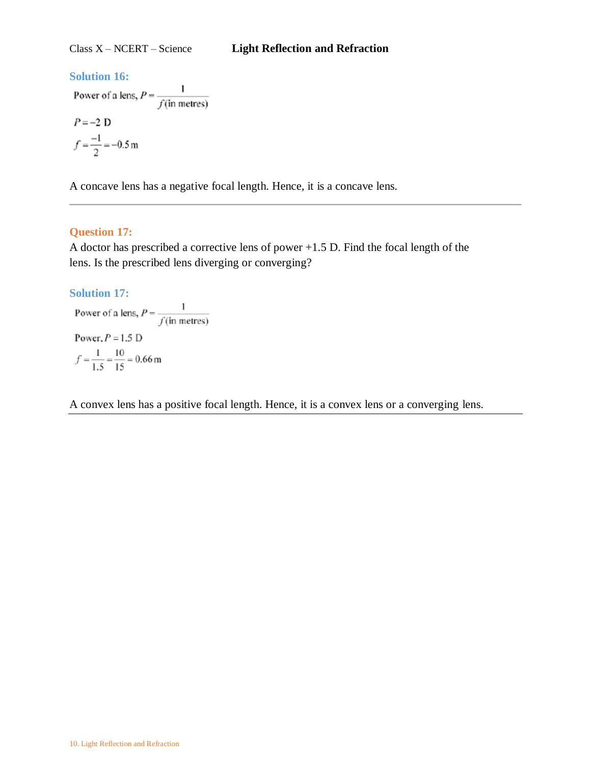### Solution 16:

Power of a lens, $P = \frac{1}{f\text{(in metres)}}$

$P = -2$ D

$f = \frac{-1}{2} = -0.5$ m

A concave lens has a negative focal length. Hence, it is a concave lens.

---

### Question 17:

A doctor has prescribed a corrective lens of power +1.5 D. Find the focal length of the lens. Is the prescribed lens diverging or converging?

### Solution 17:

Power of a lens, $P = \frac{1}{f\text{(in metres)}}$

Power, $P = 1.5$ D

$f = \frac{1}{1.5} = \frac{10}{15} = 0.66$ m

A convex lens has a positive focal length. Hence, it is a convex lens or a converging lens.